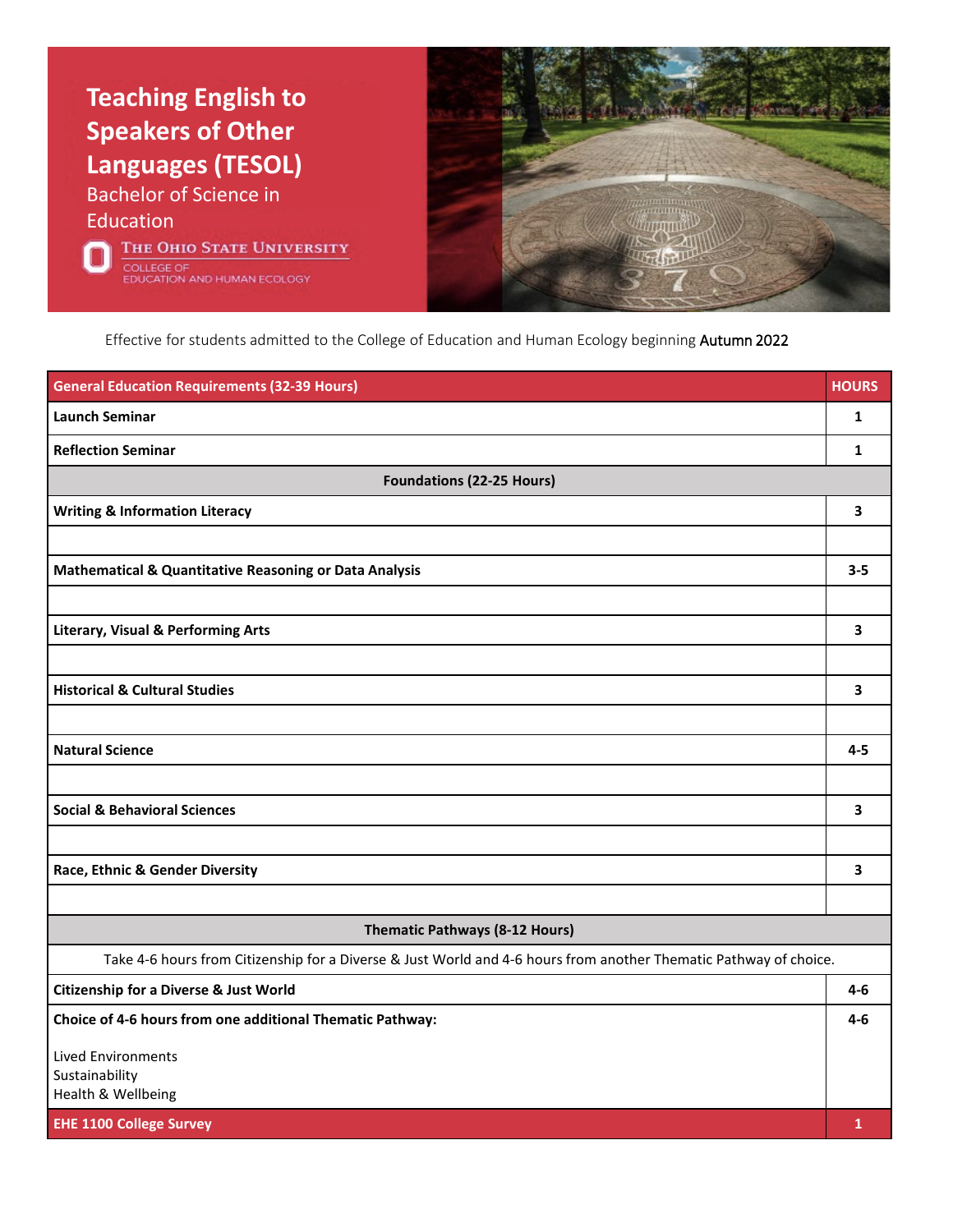# Teaching English to Speakers of Other Languages (TESOL)

## Bachelor of Science in Education

The Ohio State University
College of Education and Human Ecology

Effective for students admitted to the College of Education and Human Ecology beginning Autumn 2022

| General Education Requirements (32-39 Hours) | HOURS |
|---|---|
| **Launch Seminar** | **1** |
| **Reflection Seminar** | **1** |
| **Foundations (22-25 Hours)** | |
| **Writing & Information Literacy** | **3** |
| | |
| **Mathematical & Quantitative Reasoning or Data Analysis** | **3-5** |
| | |
| **Literary, Visual & Performing Arts** | **3** |
| | |
| **Historical & Cultural Studies** | **3** |
| | |
| **Natural Science** | **4-5** |
| | |
| **Social & Behavioral Sciences** | **3** |
| | |
| **Race, Ethnic & Gender Diversity** | **3** |
| | |
| **Thematic Pathways (8-12 Hours)** | |
| Take 4-6 hours from Citizenship for a Diverse & Just World and 4-6 hours from another Thematic Pathway of choice. | |
| **Citizenship for a Diverse & Just World** | **4-6** |
| **Choice of 4-6 hours from one additional Thematic Pathway:** Lived Environments, Sustainability, Health & Wellbeing | **4-6** |
| **EHE 1100 College Survey** | **1** |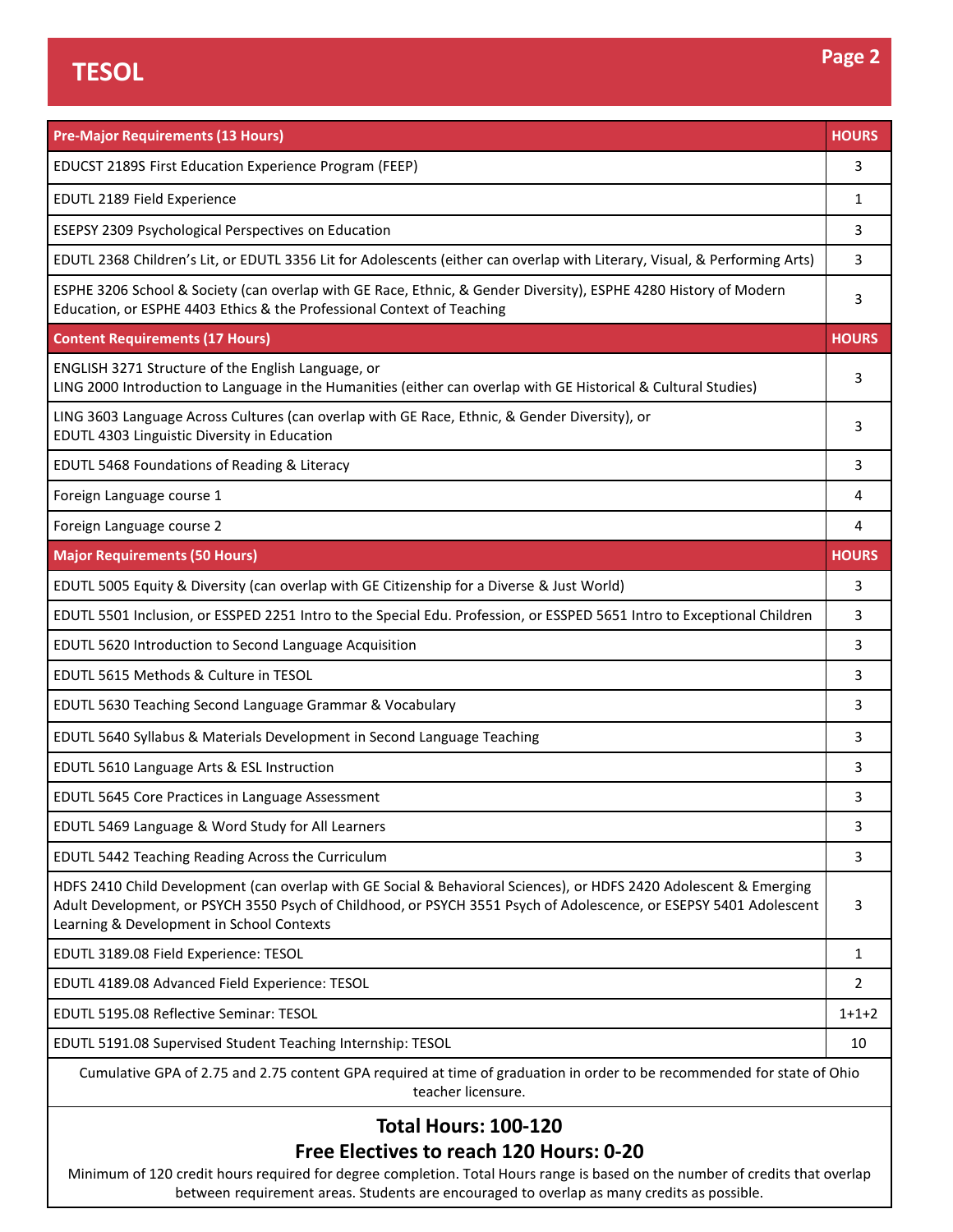# TESOL

| Pre-Major Requirements (13 Hours) | HOURS |
| --- | --- |
| EDUCST 2189S First Education Experience Program (FEEP) | 3 |
| EDUTL 2189 Field Experience | 1 |
| ESEPSY 2309 Psychological Perspectives on Education | 3 |
| EDUTL 2368 Children's Lit, or EDUTL 3356 Lit for Adolescents (either can overlap with Literary, Visual, & Performing Arts) | 3 |
| ESPHE 3206 School & Society (can overlap with GE Race, Ethnic, & Gender Diversity), ESPHE 4280 History of Modern Education, or ESPHE 4403 Ethics & the Professional Context of Teaching | 3 |
| **Content Requirements (17 Hours)** | **HOURS** |
| ENGLISH 3271 Structure of the English Language, or LING 2000 Introduction to Language in the Humanities (either can overlap with GE Historical & Cultural Studies) | 3 |
| LING 3603 Language Across Cultures (can overlap with GE Race, Ethnic, & Gender Diversity), or EDUTL 4303 Linguistic Diversity in Education | 3 |
| EDUTL 5468 Foundations of Reading & Literacy | 3 |
| Foreign Language course 1 | 4 |
| Foreign Language course 2 | 4 |
| **Major Requirements (50 Hours)** | **HOURS** |
| EDUTL 5005 Equity & Diversity (can overlap with GE Citizenship for a Diverse & Just World) | 3 |
| EDUTL 5501 Inclusion, or ESSPED 2251 Intro to the Special Edu. Profession, or ESSPED 5651 Intro to Exceptional Children | 3 |
| EDUTL 5620 Introduction to Second Language Acquisition | 3 |
| EDUTL 5615 Methods & Culture in TESOL | 3 |
| EDUTL 5630 Teaching Second Language Grammar & Vocabulary | 3 |
| EDUTL 5640 Syllabus & Materials Development in Second Language Teaching | 3 |
| EDUTL 5610 Language Arts & ESL Instruction | 3 |
| EDUTL 5645 Core Practices in Language Assessment | 3 |
| EDUTL 5469 Language & Word Study for All Learners | 3 |
| EDUTL 5442 Teaching Reading Across the Curriculum | 3 |
| HDFS 2410 Child Development (can overlap with GE Social & Behavioral Sciences), or HDFS 2420 Adolescent & Emerging Adult Development, or PSYCH 3550 Psych of Childhood, or PSYCH 3551 Psych of Adolescence, or ESEPSY 5401 Adolescent Learning & Development in School Contexts | 3 |
| EDUTL 3189.08 Field Experience: TESOL | 1 |
| EDUTL 4189.08 Advanced Field Experience: TESOL | 2 |
| EDUTL 5195.08 Reflective Seminar: TESOL | 1+1+2 |
| EDUTL 5191.08 Supervised Student Teaching Internship: TESOL | 10 |

Cumulative GPA of 2.75 and 2.75 content GPA required at time of graduation in order to be recommended for state of Ohio teacher licensure.

**Total Hours: 100-120**

**Free Electives to reach 120 Hours: 0-20**

Minimum of 120 credit hours required for degree completion. Total Hours range is based on the number of credits that overlap between requirement areas. Students are encouraged to overlap as many credits as possible.